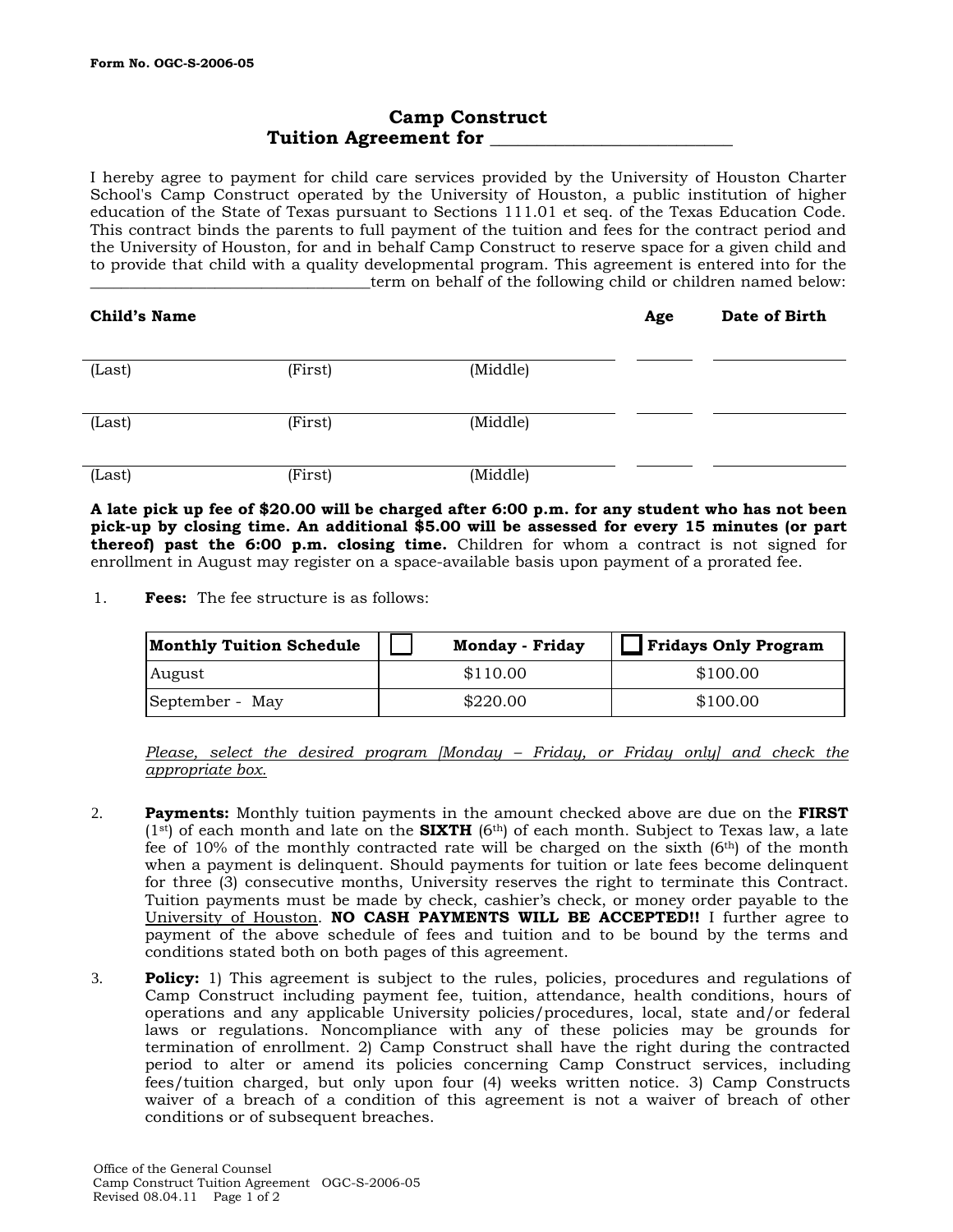Form No. OGC-S-2006-05

# Camp Construct
# Tuition Agreement for ___________________________

I hereby agree to payment for child care services provided by the University of Houston Charter School's Camp Construct operated by the University of Houston, a public institution of higher education of the State of Texas pursuant to Sections 111.01 et seq. of the Texas Education Code. This contract binds the parents to full payment of the tuition and fees for the contract period and the University of Houston, for and in behalf Camp Construct to reserve space for a given child and to provide that child with a quality developmental program. This agreement is entered into for the ____________________________________term on behalf of the following child or children named below:

| **Child's Name** | | | **Age** | **Date of Birth** |
|---|---|---|---|---|
| (Last) | (First) | (Middle) | ______ | __________ |
| (Last) | (First) | (Middle) | ______ | __________ |
| (Last) | (First) | (Middle) | ______ | __________ |

**A late pick up fee of $20.00 will be charged after 6:00 p.m. for any student who has not been pick-up by closing time. An additional $5.00 will be assessed for every 15 minutes (or part thereof) past the 6:00 p.m. closing time.** Children for whom a contract is not signed for enrollment in August may register on a space-available basis upon payment of a prorated fee.

1. **Fees:** The fee structure is as follows:

| **Monthly Tuition Schedule** | ☐ **Monday - Friday** | ☐ **Fridays Only Program** |
|---|---|---|
| August | $110.00 | $100.00 |
| September - May | $220.00 | $100.00 |

*Please, select the desired program [Monday – Friday, or Friday only] and check the appropriate box.*

2. **Payments:** Monthly tuition payments in the amount checked above are due on the **FIRST** (1st) of each month and late on the **SIXTH** (6th) of each month. Subject to Texas law, a late fee of 10% of the monthly contracted rate will be charged on the sixth (6th) of the month when a payment is delinquent. Should payments for tuition or late fees become delinquent for three (3) consecutive months, University reserves the right to terminate this Contract. Tuition payments must be made by check, cashier's check, or money order payable to the University of Houston. **NO CASH PAYMENTS WILL BE ACCEPTED!!** I further agree to payment of the above schedule of fees and tuition and to be bound by the terms and conditions stated both on both pages of this agreement.

3. **Policy:** 1) This agreement is subject to the rules, policies, procedures and regulations of Camp Construct including payment fee, tuition, attendance, health conditions, hours of operations and any applicable University policies/procedures, local, state and/or federal laws or regulations. Noncompliance with any of these policies may be grounds for termination of enrollment. 2) Camp Construct shall have the right during the contracted period to alter or amend its policies concerning Camp Construct services, including fees/tuition charged, but only upon four (4) weeks written notice. 3) Camp Constructs waiver of a breach of a condition of this agreement is not a waiver of breach of other conditions or of subsequent breaches.

Office of the General Counsel
Camp Construct Tuition Agreement OGC-S-2006-05
Revised 08.04.11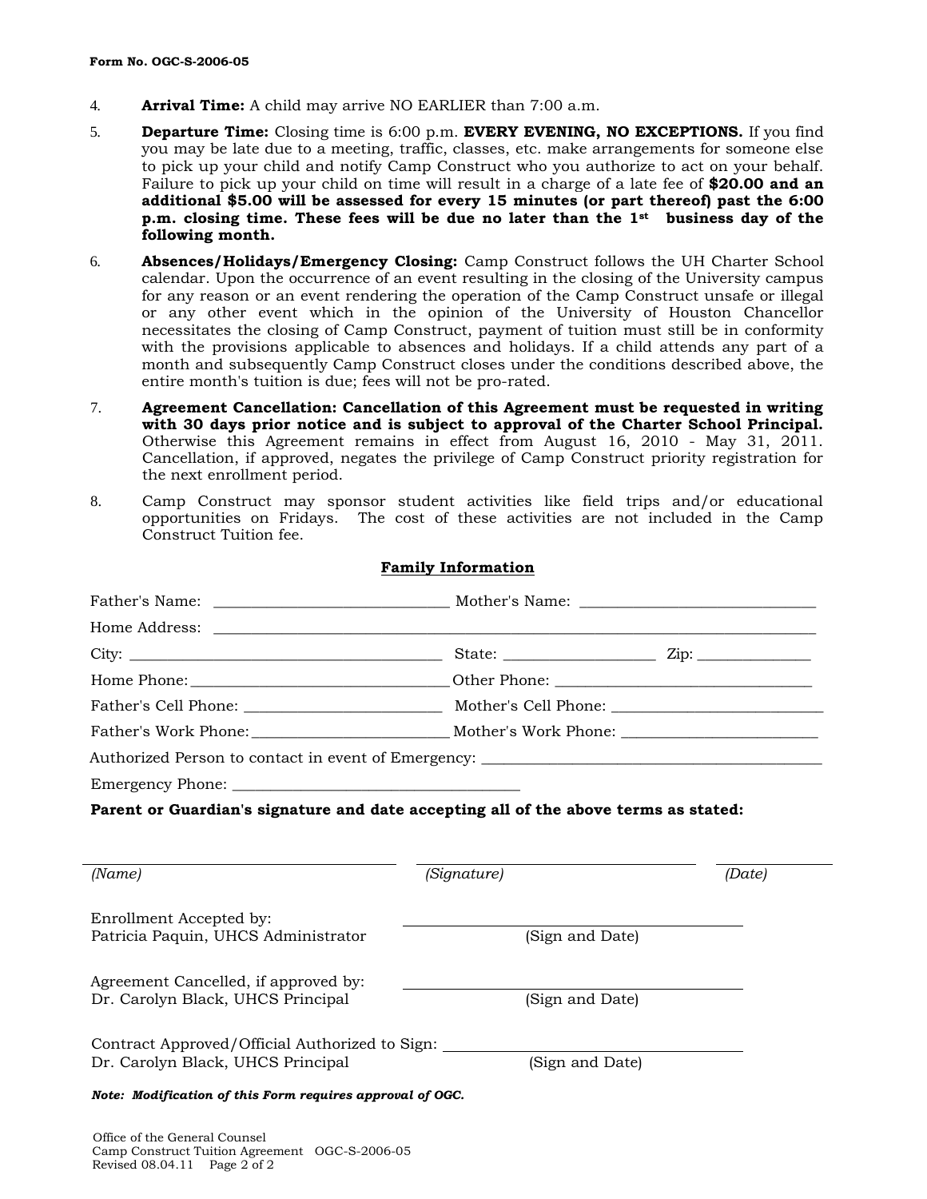4. **Arrival Time:** A child may arrive NO EARLIER than 7:00 a.m.

5. **Departure Time:** Closing time is 6:00 p.m. **EVERY EVENING, NO EXCEPTIONS.** If you find you may be late due to a meeting, traffic, classes, etc. make arrangements for someone else to pick up your child and notify Camp Construct who you authorize to act on your behalf. Failure to pick up your child on time will result in a charge of a late fee of **$20.00 and an additional $5.00 will be assessed for every 15 minutes (or part thereof) past the 6:00 p.m. closing time. These fees will be due no later than the 1st business day of the following month.**

6. **Absences/Holidays/Emergency Closing:** Camp Construct follows the UH Charter School calendar. Upon the occurrence of an event resulting in the closing of the University campus for any reason or an event rendering the operation of the Camp Construct unsafe or illegal or any other event which in the opinion of the University of Houston Chancellor necessitates the closing of Camp Construct, payment of tuition must still be in conformity with the provisions applicable to absences and holidays. If a child attends any part of a month and subsequently Camp Construct closes under the conditions described above, the entire month's tuition is due; fees will not be pro-rated.

7. **Agreement Cancellation: Cancellation of this Agreement must be requested in writing with 30 days prior notice and is subject to approval of the Charter School Principal.** Otherwise this Agreement remains in effect from August 16, 2010 - May 31, 2011. Cancellation, if approved, negates the privilege of Camp Construct priority registration for the next enrollment period.

8. Camp Construct may sponsor student activities like field trips and/or educational opportunities on Fridays. The cost of these activities are not included in the Camp Construct Tuition fee.

## Family Information

Father's Name: ______________________________ Mother's Name: ______________________________

Home Address: ______________________________________________________________________

City: ________________________________________ State: ___________________ Zip: ______________

Home Phone: _________________________________ Other Phone: _________________________________

Father's Cell Phone: _________________________ Mother's Cell Phone: ___________________________

Father's Work Phone: _________________________ Mother's Work Phone: _________________________

Authorized Person to contact in event of Emergency: ____________________________________________

Emergency Phone: ____________________________________

**Parent or Guardian's signature and date accepting all of the above terms as stated:**

________________________________ ________________________________ ______________

*(Name)* *(Signature)* *(Date)*

Enrollment Accepted by:
Patricia Paquin, UHCS Administrator ________________________________ (Sign and Date)

Agreement Cancelled, if approved by:
Dr. Carolyn Black, UHCS Principal ________________________________ (Sign and Date)

Contract Approved/Official Authorized to Sign: ________________________________
Dr. Carolyn Black, UHCS Principal (Sign and Date)

***Note: Modification of this Form requires approval of OGC.***

Office of the General Counsel
Camp Construct Tuition Agreement OGC-S-2006-05
Revised 08.04.11